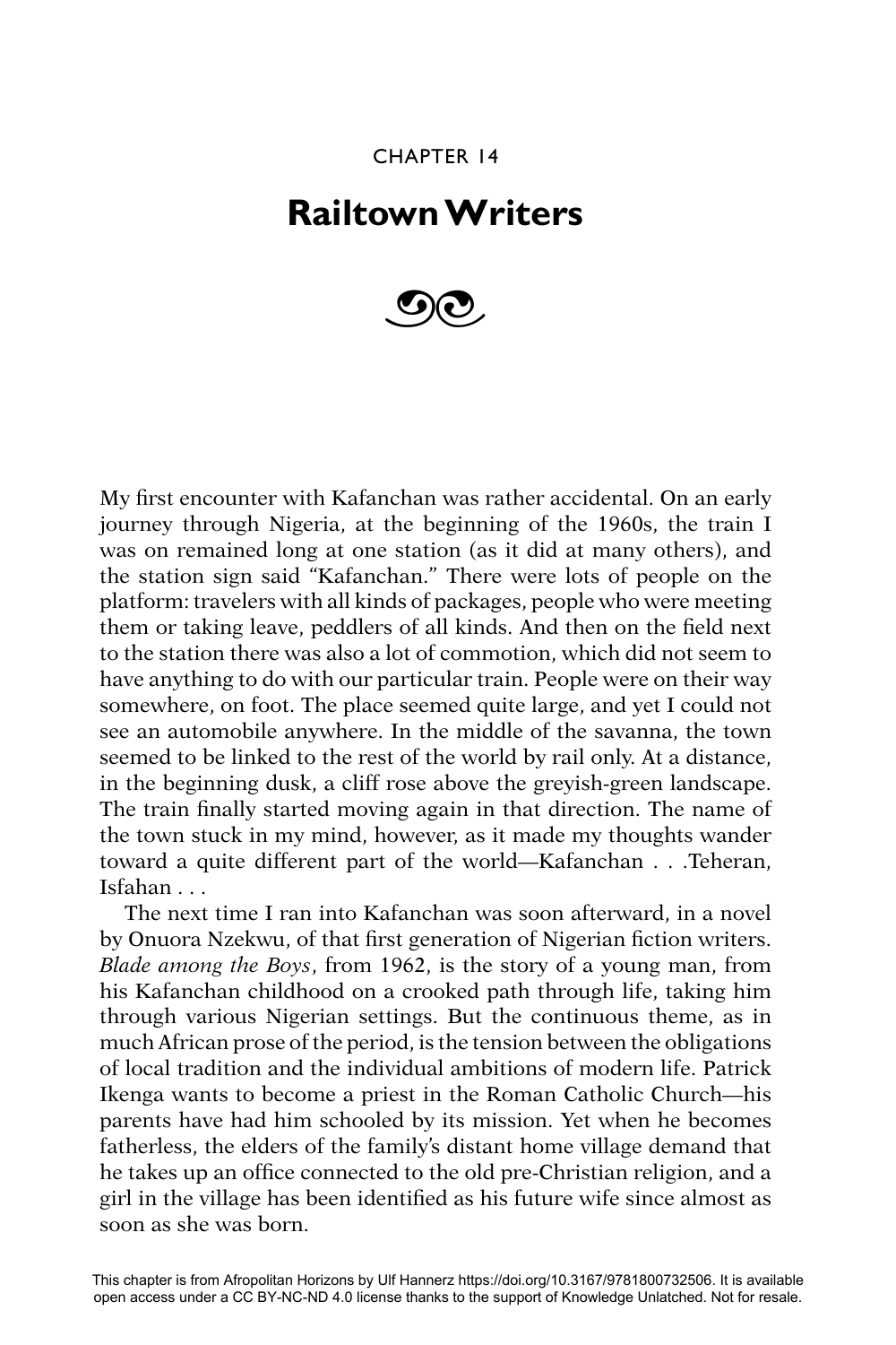CHAPTER 14

# Railtown Writers

My first encounter with Kafanchan was rather accidental. On an early journey through Nigeria, at the beginning of the 1960s, the train I was on remained long at one station (as it did at many others), and the station sign said “Kafanchan.” There were lots of people on the platform: travelers with all kinds of packages, people who were meeting them or taking leave, peddlers of all kinds. And then on the field next to the station there was also a lot of commotion, which did not seem to have anything to do with our particular train. People were on their way somewhere, on foot. The place seemed quite large, and yet I could not see an automobile anywhere. In the middle of the savanna, the town seemed to be linked to the rest of the world by rail only. At a distance, in the beginning dusk, a cliff rose above the greyish-green landscape. The train finally started moving again in that direction. The name of the town stuck in my mind, however, as it made my thoughts wander toward a quite different part of the world—Kafanchan . . .Teheran, Isfahan . . .

The next time I ran into Kafanchan was soon afterward, in a novel by Onuora Nzekwu, of that first generation of Nigerian fiction writers. *Blade among the Boys*, from 1962, is the story of a young man, from his Kafanchan childhood on a crooked path through life, taking him through various Nigerian settings. But the continuous theme, as in much African prose of the period, is the tension between the obligations of local tradition and the individual ambitions of modern life. Patrick Ikenga wants to become a priest in the Roman Catholic Church—his parents have had him schooled by its mission. Yet when he becomes fatherless, the elders of the family’s distant home village demand that he takes up an office connected to the old pre-Christian religion, and a girl in the village has been identified as his future wife since almost as soon as she was born.

This chapter is from Afropolitan Horizons by Ulf Hannerz https://doi.org/10.3167/9781800732506. It is available open access under a CC BY-NC-ND 4.0 license thanks to the support of Knowledge Unlatched. Not for resale.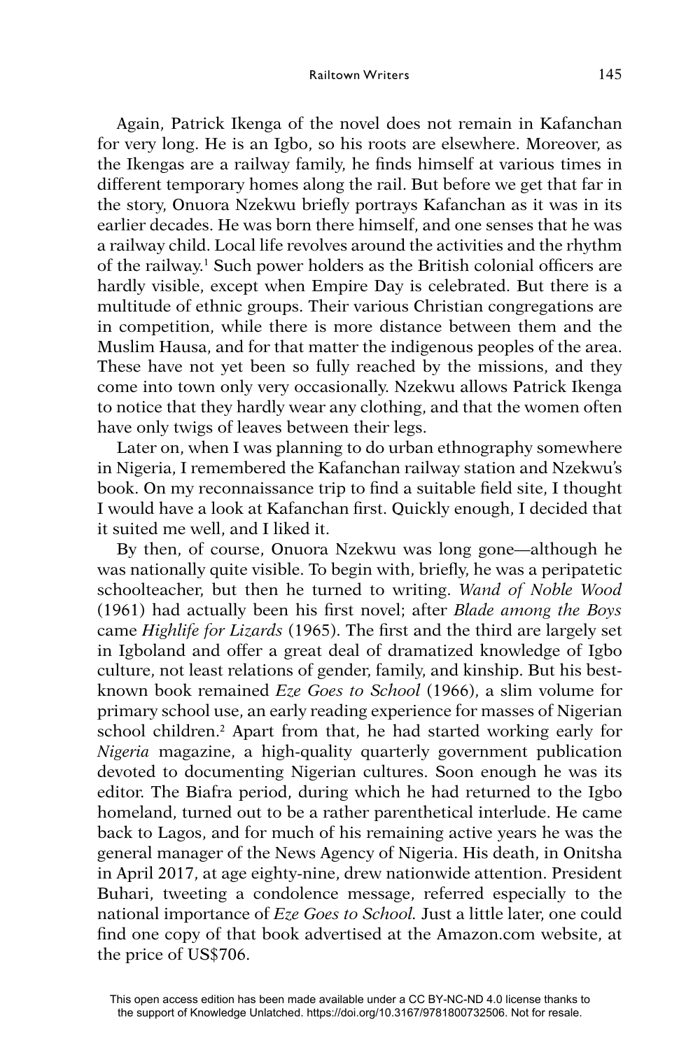Again, Patrick Ikenga of the novel does not remain in Kafanchan for very long. He is an Igbo, so his roots are elsewhere. Moreover, as the Ikengas are a railway family, he finds himself at various times in different temporary homes along the rail. But before we get that far in the story, Onuora Nzekwu briefly portrays Kafanchan as it was in its earlier decades. He was born there himself, and one senses that he was a railway child. Local life revolves around the activities and the rhythm of the railway.[1] Such power holders as the British colonial officers are hardly visible, except when Empire Day is celebrated. But there is a multitude of ethnic groups. Their various Christian congregations are in competition, while there is more distance between them and the Muslim Hausa, and for that matter the indigenous peoples of the area. These have not yet been so fully reached by the missions, and they come into town only very occasionally. Nzekwu allows Patrick Ikenga to notice that they hardly wear any clothing, and that the women often have only twigs of leaves between their legs.

Later on, when I was planning to do urban ethnography somewhere in Nigeria, I remembered the Kafanchan railway station and Nzekwu's book. On my reconnaissance trip to find a suitable field site, I thought I would have a look at Kafanchan first. Quickly enough, I decided that it suited me well, and I liked it.

By then, of course, Onuora Nzekwu was long gone—although he was nationally quite visible. To begin with, briefly, he was a peripatetic schoolteacher, but then he turned to writing. *Wand of Noble Wood* (1961) had actually been his first novel; after *Blade among the Boys* came *Highlife for Lizards* (1965). The first and the third are largely set in Igboland and offer a great deal of dramatized knowledge of Igbo culture, not least relations of gender, family, and kinship. But his best-known book remained *Eze Goes to School* (1966), a slim volume for primary school use, an early reading experience for masses of Nigerian school children.[2] Apart from that, he had started working early for *Nigeria* magazine, a high-quality quarterly government publication devoted to documenting Nigerian cultures. Soon enough he was its editor. The Biafra period, during which he had returned to the Igbo homeland, turned out to be a rather parenthetical interlude. He came back to Lagos, and for much of his remaining active years he was the general manager of the News Agency of Nigeria. His death, in Onitsha in April 2017, at age eighty-nine, drew nationwide attention. President Buhari, tweeting a condolence message, referred especially to the national importance of *Eze Goes to School*. Just a little later, one could find one copy of that book advertised at the Amazon.com website, at the price of US$706.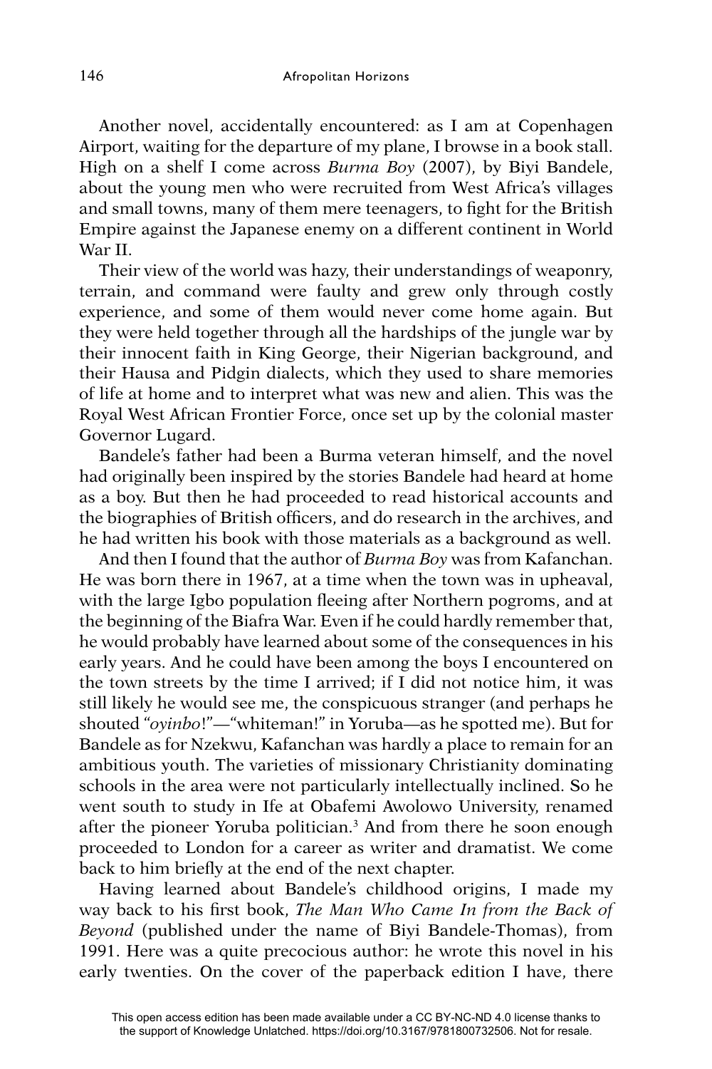Another novel, accidentally encountered: as I am at Copenhagen Airport, waiting for the departure of my plane, I browse in a book stall. High on a shelf I come across *Burma Boy* (2007), by Biyi Bandele, about the young men who were recruited from West Africa's villages and small towns, many of them mere teenagers, to fight for the British Empire against the Japanese enemy on a different continent in World War II.

Their view of the world was hazy, their understandings of weaponry, terrain, and command were faulty and grew only through costly experience, and some of them would never come home again. But they were held together through all the hardships of the jungle war by their innocent faith in King George, their Nigerian background, and their Hausa and Pidgin dialects, which they used to share memories of life at home and to interpret what was new and alien. This was the Royal West African Frontier Force, once set up by the colonial master Governor Lugard.

Bandele's father had been a Burma veteran himself, and the novel had originally been inspired by the stories Bandele had heard at home as a boy. But then he had proceeded to read historical accounts and the biographies of British officers, and do research in the archives, and he had written his book with those materials as a background as well.

And then I found that the author of *Burma Boy* was from Kafanchan. He was born there in 1967, at a time when the town was in upheaval, with the large Igbo population fleeing after Northern pogroms, and at the beginning of the Biafra War. Even if he could hardly remember that, he would probably have learned about some of the consequences in his early years. And he could have been among the boys I encountered on the town streets by the time I arrived; if I did not notice him, it was still likely he would see me, the conspicuous stranger (and perhaps he shouted "*oyinbo*!"—"whiteman!" in Yoruba—as he spotted me). But for Bandele as for Nzekwu, Kafanchan was hardly a place to remain for an ambitious youth. The varieties of missionary Christianity dominating schools in the area were not particularly intellectually inclined. So he went south to study in Ife at Obafemi Awolowo University, renamed after the pioneer Yoruba politician.[3] And from there he soon enough proceeded to London for a career as writer and dramatist. We come back to him briefly at the end of the next chapter.

Having learned about Bandele's childhood origins, I made my way back to his first book, *The Man Who Came In from the Back of Beyond* (published under the name of Biyi Bandele-Thomas), from 1991. Here was a quite precocious author: he wrote this novel in his early twenties. On the cover of the paperback edition I have, there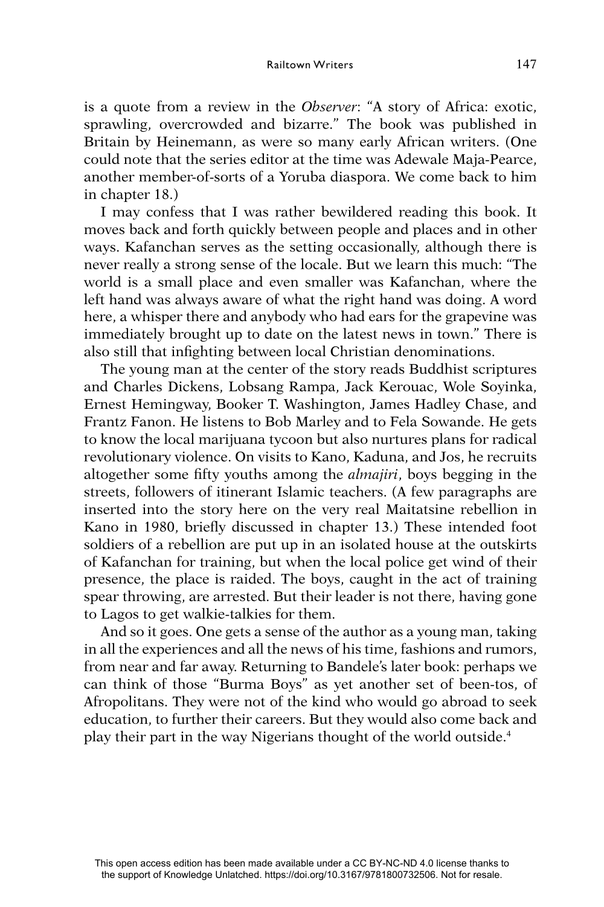is a quote from a review in the *Observer*: “A story of Africa: exotic, sprawling, overcrowded and bizarre.” The book was published in Britain by Heinemann, as were so many early African writers. (One could note that the series editor at the time was Adewale Maja-Pearce, another member-of-sorts of a Yoruba diaspora. We come back to him in chapter 18.)

I may confess that I was rather bewildered reading this book. It moves back and forth quickly between people and places and in other ways. Kafanchan serves as the setting occasionally, although there is never really a strong sense of the locale. But we learn this much: “The world is a small place and even smaller was Kafanchan, where the left hand was always aware of what the right hand was doing. A word here, a whisper there and anybody who had ears for the grapevine was immediately brought up to date on the latest news in town.” There is also still that infighting between local Christian denominations.

The young man at the center of the story reads Buddhist scriptures and Charles Dickens, Lobsang Rampa, Jack Kerouac, Wole Soyinka, Ernest Hemingway, Booker T. Washington, James Hadley Chase, and Frantz Fanon. He listens to Bob Marley and to Fela Sowande. He gets to know the local marijuana tycoon but also nurtures plans for radical revolutionary violence. On visits to Kano, Kaduna, and Jos, he recruits altogether some fifty youths among the *almajiri*, boys begging in the streets, followers of itinerant Islamic teachers. (A few paragraphs are inserted into the story here on the very real Maitatsine rebellion in Kano in 1980, briefly discussed in chapter 13.) These intended foot soldiers of a rebellion are put up in an isolated house at the outskirts of Kafanchan for training, but when the local police get wind of their presence, the place is raided. The boys, caught in the act of training spear throwing, are arrested. But their leader is not there, having gone to Lagos to get walkie-talkies for them.

And so it goes. One gets a sense of the author as a young man, taking in all the experiences and all the news of his time, fashions and rumors, from near and far away. Returning to Bandele’s later book: perhaps we can think of those “Burma Boys” as yet another set of been-tos, of Afropolitans. They were not of the kind who would go abroad to seek education, to further their careers. But they would also come back and play their part in the way Nigerians thought of the world outside.[4]

This open access edition has been made available under a CC BY-NC-ND 4.0 license thanks to the support of Knowledge Unlatched. https://doi.org/10.3167/9781800732506. Not for resale.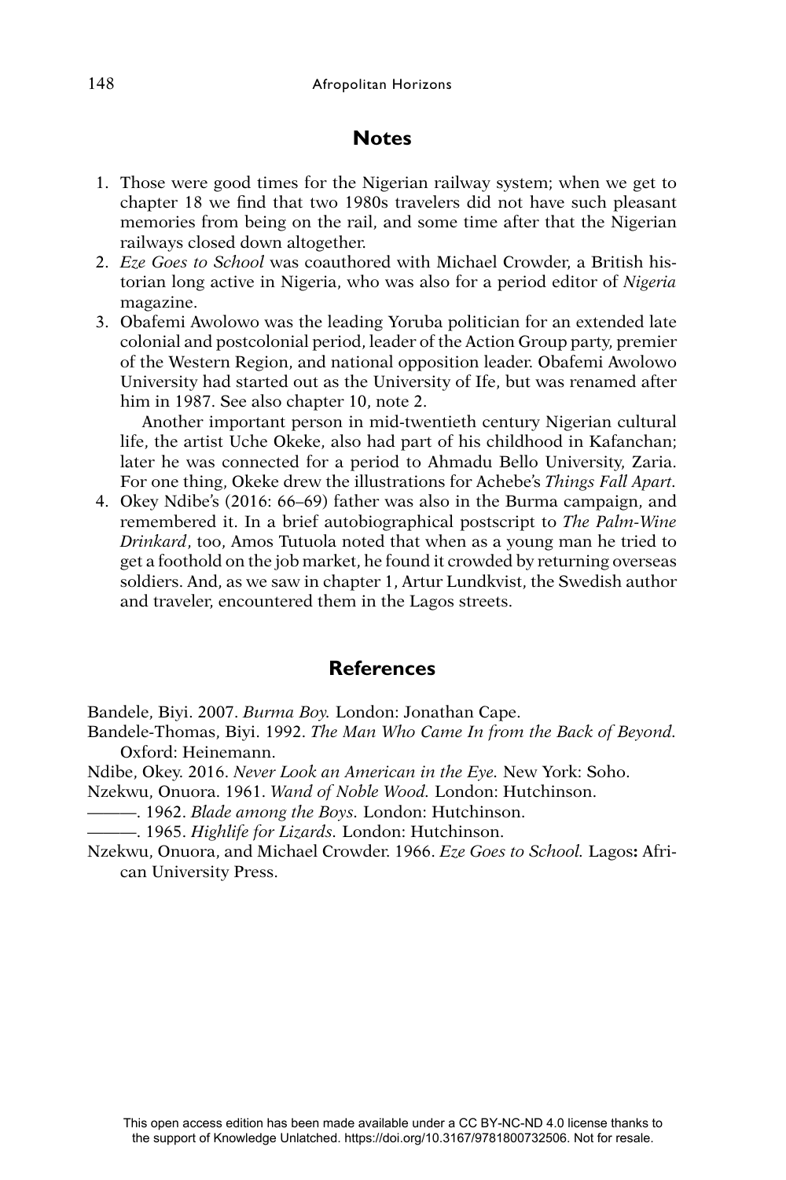## Notes

1. Those were good times for the Nigerian railway system; when we get to chapter 18 we find that two 1980s travelers did not have such pleasant memories from being on the rail, and some time after that the Nigerian railways closed down altogether.
2. *Eze Goes to School* was coauthored with Michael Crowder, a British historian long active in Nigeria, who was also for a period editor of *Nigeria* magazine.
3. Obafemi Awolowo was the leading Yoruba politician for an extended late colonial and postcolonial period, leader of the Action Group party, premier of the Western Region, and national opposition leader. Obafemi Awolowo University had started out as the University of Ife, but was renamed after him in 1987. See also chapter 10, note 2.

   Another important person in mid-twentieth century Nigerian cultural life, the artist Uche Okeke, also had part of his childhood in Kafanchan; later he was connected for a period to Ahmadu Bello University, Zaria. For one thing, Okeke drew the illustrations for Achebe's *Things Fall Apart*.
4. Okey Ndibe's (2016: 66–69) father was also in the Burma campaign, and remembered it. In a brief autobiographical postscript to *The Palm-Wine Drinkard*, too, Amos Tutuola noted that when as a young man he tried to get a foothold on the job market, he found it crowded by returning overseas soldiers. And, as we saw in chapter 1, Artur Lundkvist, the Swedish author and traveler, encountered them in the Lagos streets.

## References

Bandele, Biyi. 2007. *Burma Boy.* London: Jonathan Cape.

Bandele-Thomas, Biyi. 1992. *The Man Who Came In from the Back of Beyond.* Oxford: Heinemann.

Ndibe, Okey. 2016. *Never Look an American in the Eye.* New York: Soho.

Nzekwu, Onuora. 1961. *Wand of Noble Wood.* London: Hutchinson.

———. 1962. *Blade among the Boys.* London: Hutchinson.

———. 1965. *Highlife for Lizards.* London: Hutchinson.

Nzekwu, Onuora, and Michael Crowder. 1966. *Eze Goes to School.* Lagos**:** African University Press.